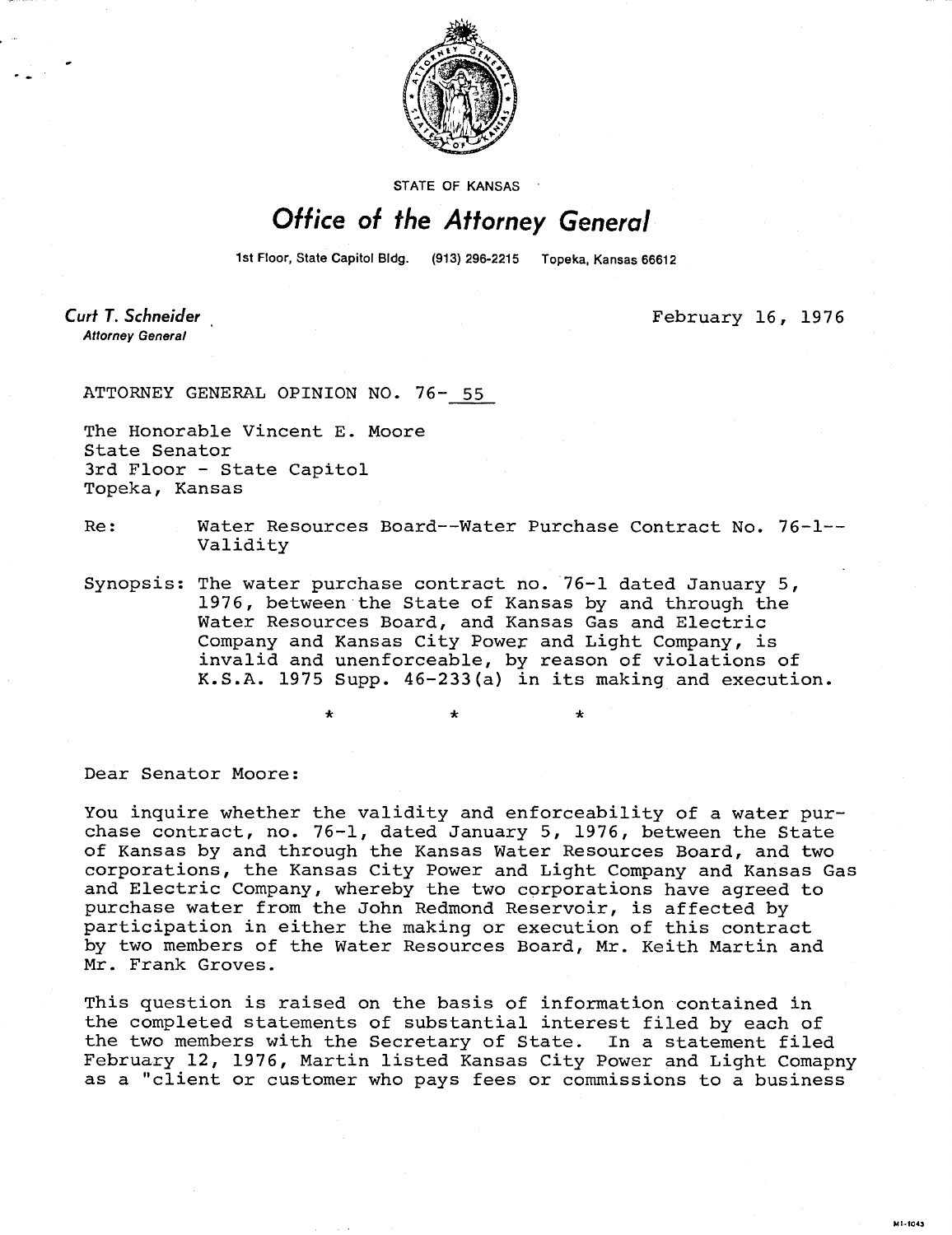STATE OF KANSAS

# Office of the Attorney General

1st Floor, State Capitol Bldg. (913) 296-2215 Topeka, Kansas 66612

**Curt T. Schneider**
*Attorney General*

February 16, 1976

ATTORNEY GENERAL OPINION NO. 76- 55

The Honorable Vincent E. Moore
State Senator
3rd Floor - State Capitol
Topeka, Kansas

Re: Water Resources Board--Water Purchase Contract No. 76-1--Validity

Synopsis: The water purchase contract no. 76-1 dated January 5, 1976, between the State of Kansas by and through the Water Resources Board, and Kansas Gas and Electric Company and Kansas City Power and Light Company, is invalid and unenforceable, by reason of violations of K.S.A. 1975 Supp. 46-233(a) in its making and execution.

\* \* \*

Dear Senator Moore:

You inquire whether the validity and enforceability of a water purchase contract, no. 76-1, dated January 5, 1976, between the State of Kansas by and through the Kansas Water Resources Board, and two corporations, the Kansas City Power and Light Company and Kansas Gas and Electric Company, whereby the two corporations have agreed to purchase water from the John Redmond Reservoir, is affected by participation in either the making or execution of this contract by two members of the Water Resources Board, Mr. Keith Martin and Mr. Frank Groves.

This question is raised on the basis of information contained in the completed statements of substantial interest filed by each of the two members with the Secretary of State. In a statement filed February 12, 1976, Martin listed Kansas City Power and Light Comapny as a "client or customer who pays fees or commissions to a business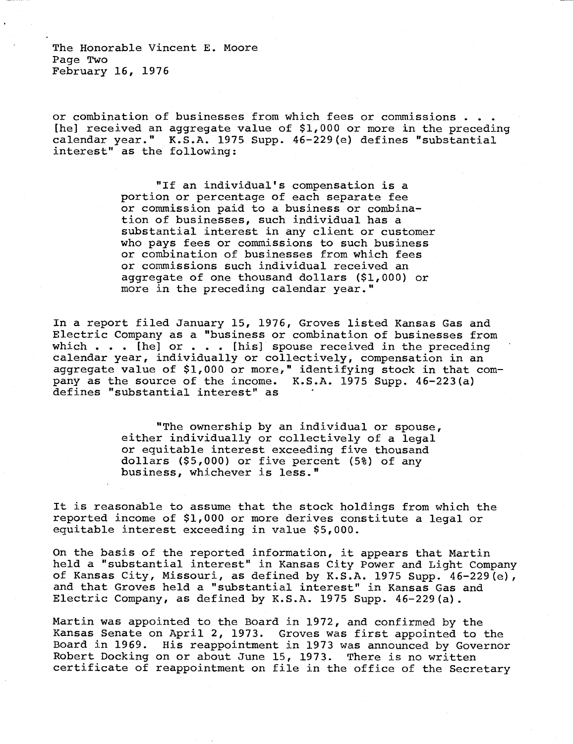or combination of businesses from which fees or commissions . . . [he] received an aggregate value of $1,000 or more in the preceding calendar year." K.S.A. 1975 Supp. 46-229(e) defines "substantial interest" as the following:

> "If an individual's compensation is a portion or percentage of each separate fee or commission paid to a business or combination of businesses, such individual has a substantial interest in any client or customer who pays fees or commissions to such business or combination of businesses from which fees or commissions such individual received an aggregate of one thousand dollars ($1,000) or more in the preceding calendar year."

In a report filed January 15, 1976, Groves listed Kansas Gas and Electric Company as a "business or combination of businesses from which . . . [he] or . . . [his] spouse received in the preceding calendar year, individually or collectively, compensation in an aggregate value of $1,000 or more," identifying stock in that company as the source of the income. K.S.A. 1975 Supp. 46-223(a) defines "substantial interest" as

> "The ownership by an individual or spouse, either individually or collectively of a legal or equitable interest exceeding five thousand dollars ($5,000) or five percent (5%) of any business, whichever is less."

It is reasonable to assume that the stock holdings from which the reported income of $1,000 or more derives constitute a legal or equitable interest exceeding in value $5,000.

On the basis of the reported information, it appears that Martin held a "substantial interest" in Kansas City Power and Light Company of Kansas City, Missouri, as defined by K.S.A. 1975 Supp. 46-229(e), and that Groves held a "substantial interest" in Kansas Gas and Electric Company, as defined by K.S.A. 1975 Supp. 46-229(a).

Martin was appointed to the Board in 1972, and confirmed by the Kansas Senate on April 2, 1973. Groves was first appointed to the Board in 1969. His reappointment in 1973 was announced by Governor Robert Docking on or about June 15, 1973. There is no written certificate of reappointment on file in the office of the Secretary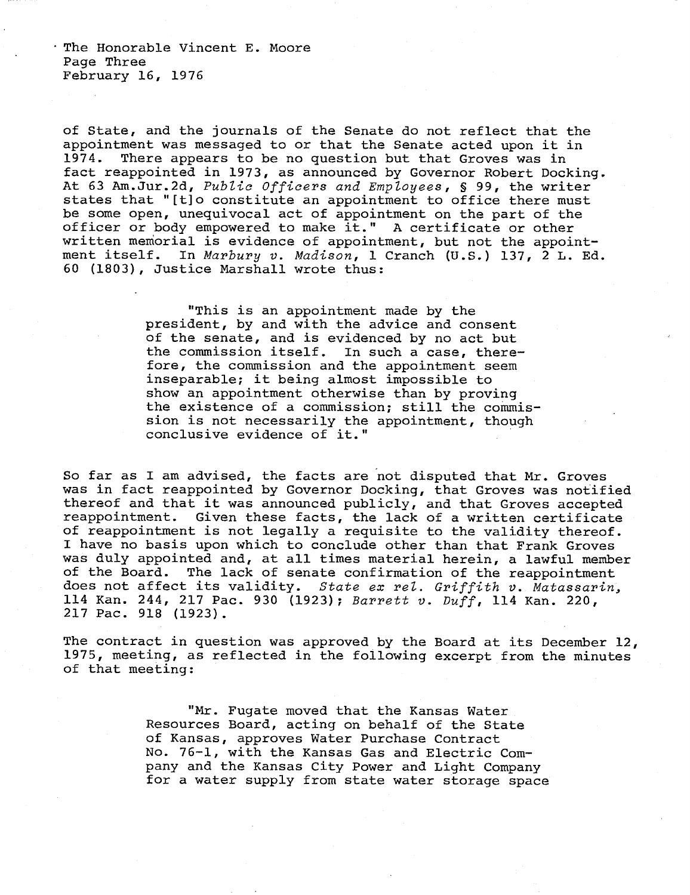of State, and the journals of the Senate do not reflect that the appointment was messaged to or that the Senate acted upon it in 1974. There appears to be no question but that Groves was in fact reappointed in 1973, as announced by Governor Robert Docking. At 63 Am.Jur.2d, *Public Officers and Employees*, § 99, the writer states that "[t]o constitute an appointment to office there must be some open, unequivocal act of appointment on the part of the officer or body empowered to make it." A certificate or other written memorial is evidence of appointment, but not the appointment itself. In *Marbury v. Madison*, 1 Cranch (U.S.) 137, 2 L. Ed. 60 (1803), Justice Marshall wrote thus:

> "This is an appointment made by the president, by and with the advice and consent of the senate, and is evidenced by no act but the commission itself. In such a case, therefore, the commission and the appointment seem inseparable; it being almost impossible to show an appointment otherwise than by proving the existence of a commission; still the commission is not necessarily the appointment, though conclusive evidence of it."

So far as I am advised, the facts are not disputed that Mr. Groves was in fact reappointed by Governor Docking, that Groves was notified thereof and that it was announced publicly, and that Groves accepted reappointment. Given these facts, the lack of a written certificate of reappointment is not legally a requisite to the validity thereof. I have no basis upon which to conclude other than that Frank Groves was duly appointed and, at all times material herein, a lawful member of the Board. The lack of senate confirmation of the reappointment does not affect its validity. *State ex rel. Griffith v. Matassarin*, 114 Kan. 244, 217 Pac. 930 (1923); *Barrett v. Duff*, 114 Kan. 220, 217 Pac. 918 (1923).

The contract in question was approved by the Board at its December 12, 1975, meeting, as reflected in the following excerpt from the minutes of that meeting:

> "Mr. Fugate moved that the Kansas Water Resources Board, acting on behalf of the State of Kansas, approves Water Purchase Contract No. 76-1, with the Kansas Gas and Electric Company and the Kansas City Power and Light Company for a water supply from state water storage space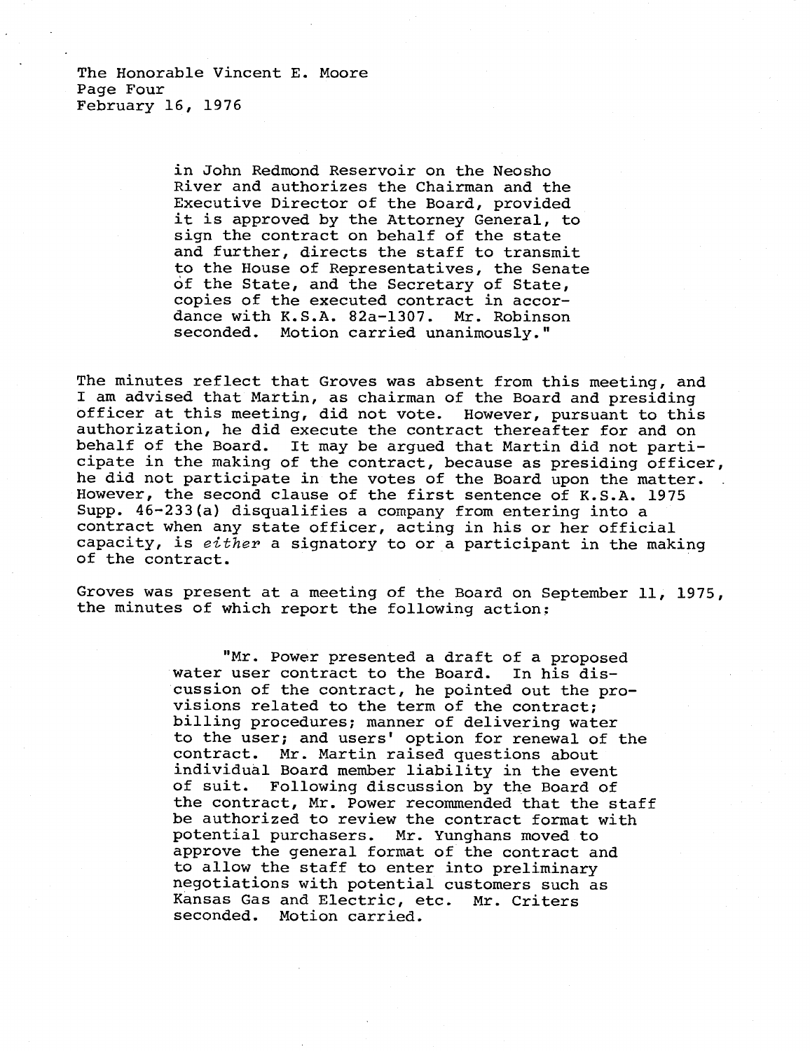The Honorable Vincent E. Moore
Page Four
February 16, 1976

> in John Redmond Reservoir on the Neosho River and authorizes the Chairman and the Executive Director of the Board, provided it is approved by the Attorney General, to sign the contract on behalf of the state and further, directs the staff to transmit to the House of Representatives, the Senate of the State, and the Secretary of State, copies of the executed contract in accordance with K.S.A. 82a-1307. Mr. Robinson seconded. Motion carried unanimously."

The minutes reflect that Groves was absent from this meeting, and I am advised that Martin, as chairman of the Board and presiding officer at this meeting, did not vote. However, pursuant to this authorization, he did execute the contract thereafter for and on behalf of the Board. It may be argued that Martin did not participate in the making of the contract, because as presiding officer, he did not participate in the votes of the Board upon the matter. However, the second clause of the first sentence of K.S.A. 1975 Supp. 46-233(a) disqualifies a company from entering into a contract when any state officer, acting in his or her official capacity, is *either* a signatory to or a participant in the making of the contract.

Groves was present at a meeting of the Board on September 11, 1975, the minutes of which report the following action:

> "Mr. Power presented a draft of a proposed water user contract to the Board. In his discussion of the contract, he pointed out the provisions related to the term of the contract; billing procedures; manner of delivering water to the user; and users' option for renewal of the contract. Mr. Martin raised questions about individual Board member liability in the event of suit. Following discussion by the Board of the contract, Mr. Power recommended that the staff be authorized to review the contract format with potential purchasers. Mr. Yunghans moved to approve the general format of the contract and to allow the staff to enter into preliminary negotiations with potential customers such as Kansas Gas and Electric, etc. Mr. Criters seconded. Motion carried.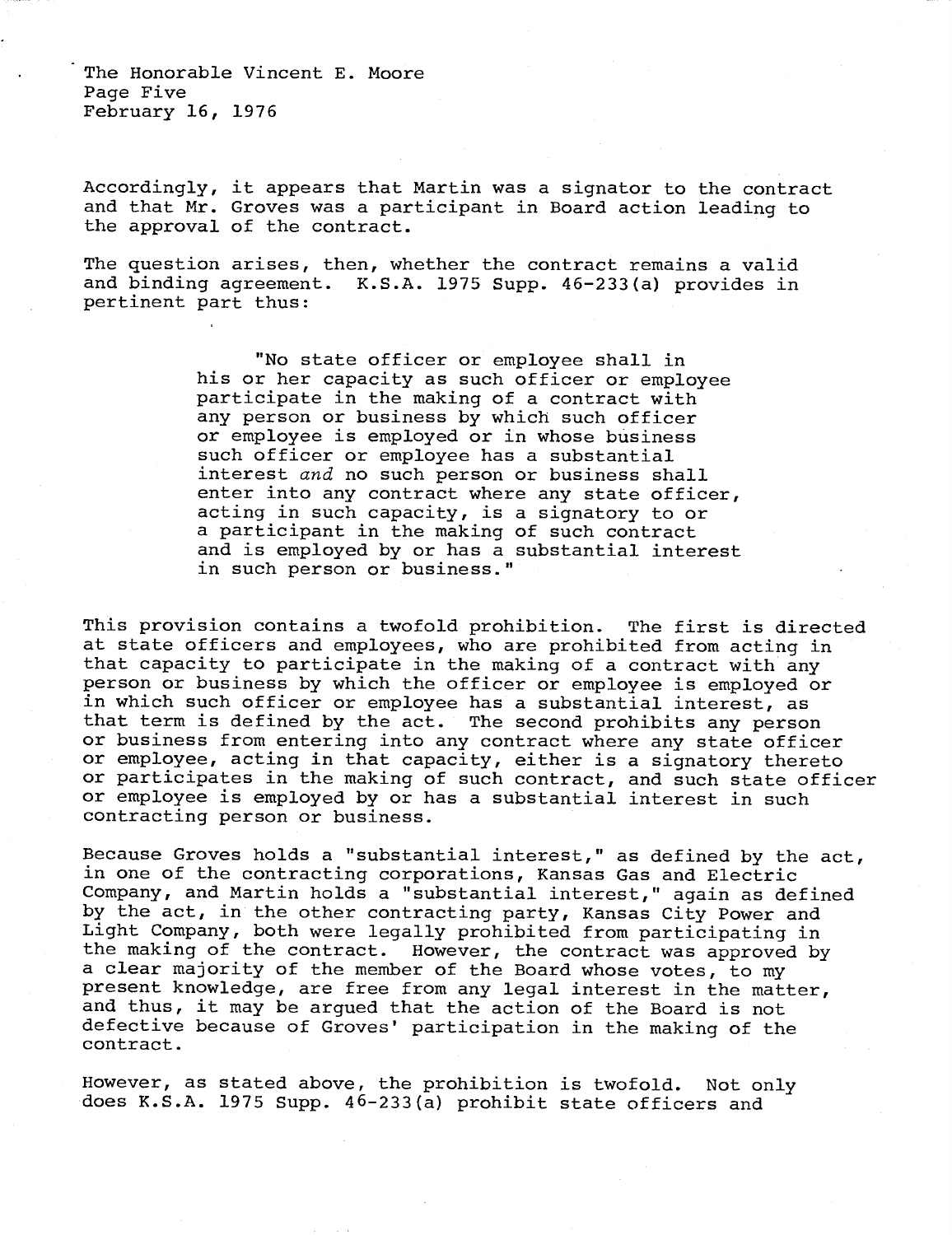Accordingly, it appears that Martin was a signator to the contract and that Mr. Groves was a participant in Board action leading to the approval of the contract.

The question arises, then, whether the contract remains a valid and binding agreement. K.S.A. 1975 Supp. 46-233(a) provides in pertinent part thus:

> "No state officer or employee shall in his or her capacity as such officer or employee participate in the making of a contract with any person or business by which such officer or employee is employed or in whose business such officer or employee has a substantial interest *and* no such person or business shall enter into any contract where any state officer, acting in such capacity, is a signatory to or a participant in the making of such contract and is employed by or has a substantial interest in such person or business."

This provision contains a twofold prohibition. The first is directed at state officers and employees, who are prohibited from acting in that capacity to participate in the making of a contract with any person or business by which the officer or employee is employed or in which such officer or employee has a substantial interest, as that term is defined by the act. The second prohibits any person or business from entering into any contract where any state officer or employee, acting in that capacity, either is a signatory thereto or participates in the making of such contract, and such state officer or employee is employed by or has a substantial interest in such contracting person or business.

Because Groves holds a "substantial interest," as defined by the act, in one of the contracting corporations, Kansas Gas and Electric Company, and Martin holds a "substantial interest," again as defined by the act, in the other contracting party, Kansas City Power and Light Company, both were legally prohibited from participating in the making of the contract. However, the contract was approved by a clear majority of the member of the Board whose votes, to my present knowledge, are free from any legal interest in the matter, and thus, it may be argued that the action of the Board is not defective because of Groves' participation in the making of the contract.

However, as stated above, the prohibition is twofold. Not only does K.S.A. 1975 Supp. 46-233(a) prohibit state officers and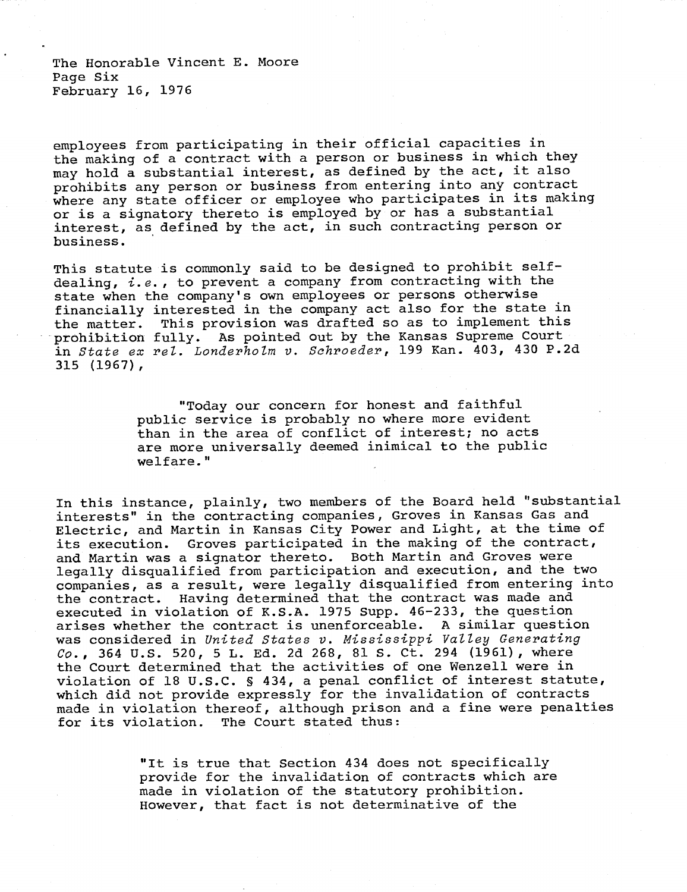employees from participating in their official capacities in the making of a contract with a person or business in which they may hold a substantial interest, as defined by the act, it also prohibits any person or business from entering into any contract where any state officer or employee who participates in its making or is a signatory thereto is employed by or has a substantial interest, as defined by the act, in such contracting person or business.

This statute is commonly said to be designed to prohibit self-dealing, *i.e.*, to prevent a company from contracting with the state when the company's own employees or persons otherwise financially interested in the company act also for the state in the matter. This provision was drafted so as to implement this prohibition fully. As pointed out by the Kansas Supreme Court in *State ex rel. Londerholm v. Schroeder*, 199 Kan. 403, 430 P.2d 315 (1967),

> "Today our concern for honest and faithful public service is probably no where more evident than in the area of conflict of interest; no acts are more universally deemed inimical to the public welfare."

In this instance, plainly, two members of the Board held "substantial interests" in the contracting companies, Groves in Kansas Gas and Electric, and Martin in Kansas City Power and Light, at the time of its execution. Groves participated in the making of the contract, and Martin was a signator thereto. Both Martin and Groves were legally disqualified from participation and execution, and the two companies, as a result, were legally disqualified from entering into the contract. Having determined that the contract was made and executed in violation of K.S.A. 1975 Supp. 46-233, the question arises whether the contract is unenforceable. A similar question was considered in *United States v. Mississippi Valley Generating Co.*, 364 U.S. 520, 5 L. Ed. 2d 268, 81 S. Ct. 294 (1961), where the Court determined that the activities of one Wenzell were in violation of 18 U.S.C. § 434, a penal conflict of interest statute, which did not provide expressly for the invalidation of contracts made in violation thereof, although prison and a fine were penalties for its violation. The Court stated thus:

> "It is true that Section 434 does not specifically provide for the invalidation of contracts which are made in violation of the statutory prohibition. However, that fact is not determinative of the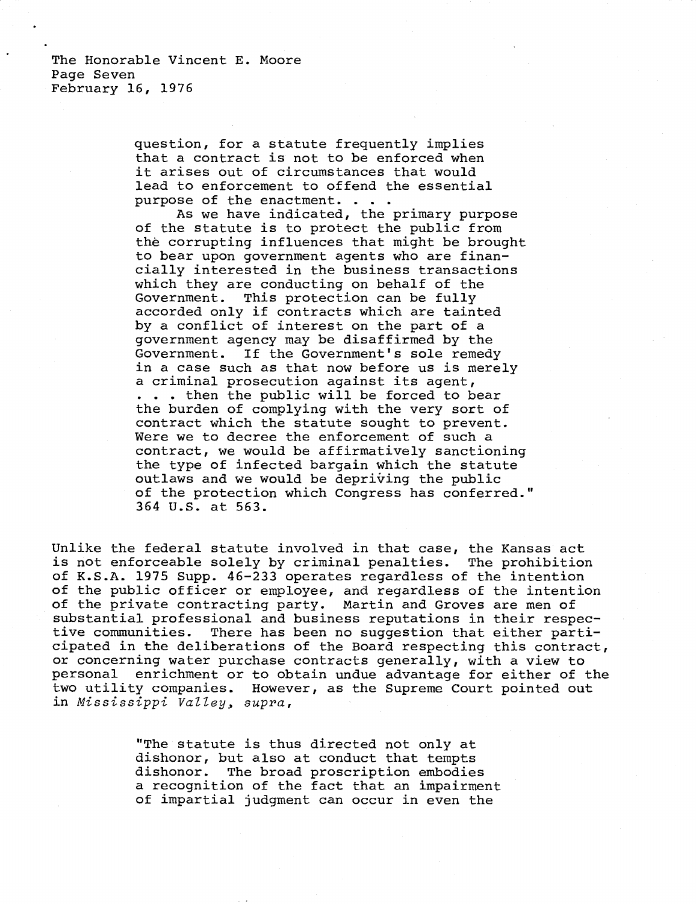> question, for a statute frequently implies that a contract is not to be enforced when it arises out of circumstances that would lead to enforcement to offend the essential purpose of the enactment. . . .
>
> As we have indicated, the primary purpose of the statute is to protect the public from the corrupting influences that might be brought to bear upon government agents who are financially interested in the business transactions which they are conducting on behalf of the Government. This protection can be fully accorded only if contracts which are tainted by a conflict of interest on the part of a government agency may be disaffirmed by the Government. If the Government's sole remedy in a case such as that now before us is merely a criminal prosecution against its agent, . . . then the public will be forced to bear the burden of complying with the very sort of contract which the statute sought to prevent. Were we to decree the enforcement of such a contract, we would be affirmatively sanctioning the type of infected bargain which the statute outlaws and we would be depriving the public of the protection which Congress has conferred." 364 U.S. at 563.

Unlike the federal statute involved in that case, the Kansas act is not enforceable solely by criminal penalties. The prohibition of K.S.A. 1975 Supp. 46-233 operates regardless of the intention of the public officer or employee, and regardless of the intention of the private contracting party. Martin and Groves are men of substantial professional and business reputations in their respective communities. There has been no suggestion that either participated in the deliberations of the Board respecting this contract, or concerning water purchase contracts generally, with a view to personal enrichment or to obtain undue advantage for either of the two utility companies. However, as the Supreme Court pointed out in *Mississippi Valley, supra*,

> "The statute is thus directed not only at dishonor, but also at conduct that tempts dishonor. The broad proscription embodies a recognition of the fact that an impairment of impartial judgment can occur in even the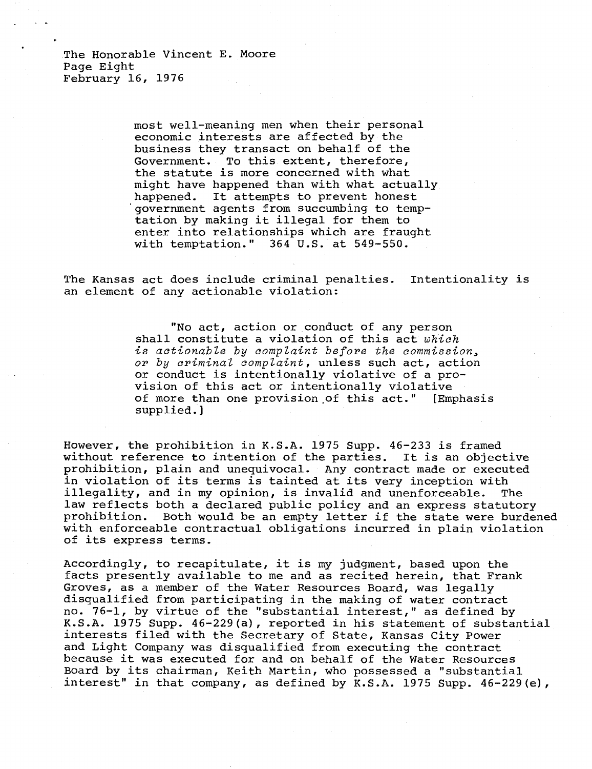The Honorable Vincent E. Moore
Page Eight
February 16, 1976

> most well-meaning men when their personal economic interests are affected by the business they transact on behalf of the Government. To this extent, therefore, the statute is more concerned with what might have happened than with what actually happened. It attempts to prevent honest government agents from succumbing to temptation by making it illegal for them to enter into relationships which are fraught with temptation." 364 U.S. at 549-550.

The Kansas act does include criminal penalties. Intentionality is an element of any actionable violation:

> "No act, action or conduct of any person shall constitute a violation of this act *which is actionable by complaint before the commission, or by criminal complaint*, unless such act, action or conduct is intentionally violative of a provision of this act or intentionally violative of more than one provision of this act." [Emphasis supplied.]

However, the prohibition in K.S.A. 1975 Supp. 46-233 is framed without reference to intention of the parties. It is an objective prohibition, plain and unequivocal. Any contract made or executed in violation of its terms is tainted at its very inception with illegality, and in my opinion, is invalid and unenforceable. The law reflects both a declared public policy and an express statutory prohibition. Both would be an empty letter if the state were burdened with enforceable contractual obligations incurred in plain violation of its express terms.

Accordingly, to recapitulate, it is my judgment, based upon the facts presently available to me and as recited herein, that Frank Groves, as a member of the Water Resources Board, was legally disqualified from participating in the making of water contract no. 76-1, by virtue of the "substantial interest," as defined by K.S.A. 1975 Supp. 46-229(a), reported in his statement of substantial interests filed with the Secretary of State, Kansas City Power and Light Company was disqualified from executing the contract because it was executed for and on behalf of the Water Resources Board by its chairman, Keith Martin, who possessed a "substantial interest" in that company, as defined by K.S.A. 1975 Supp. 46-229(e),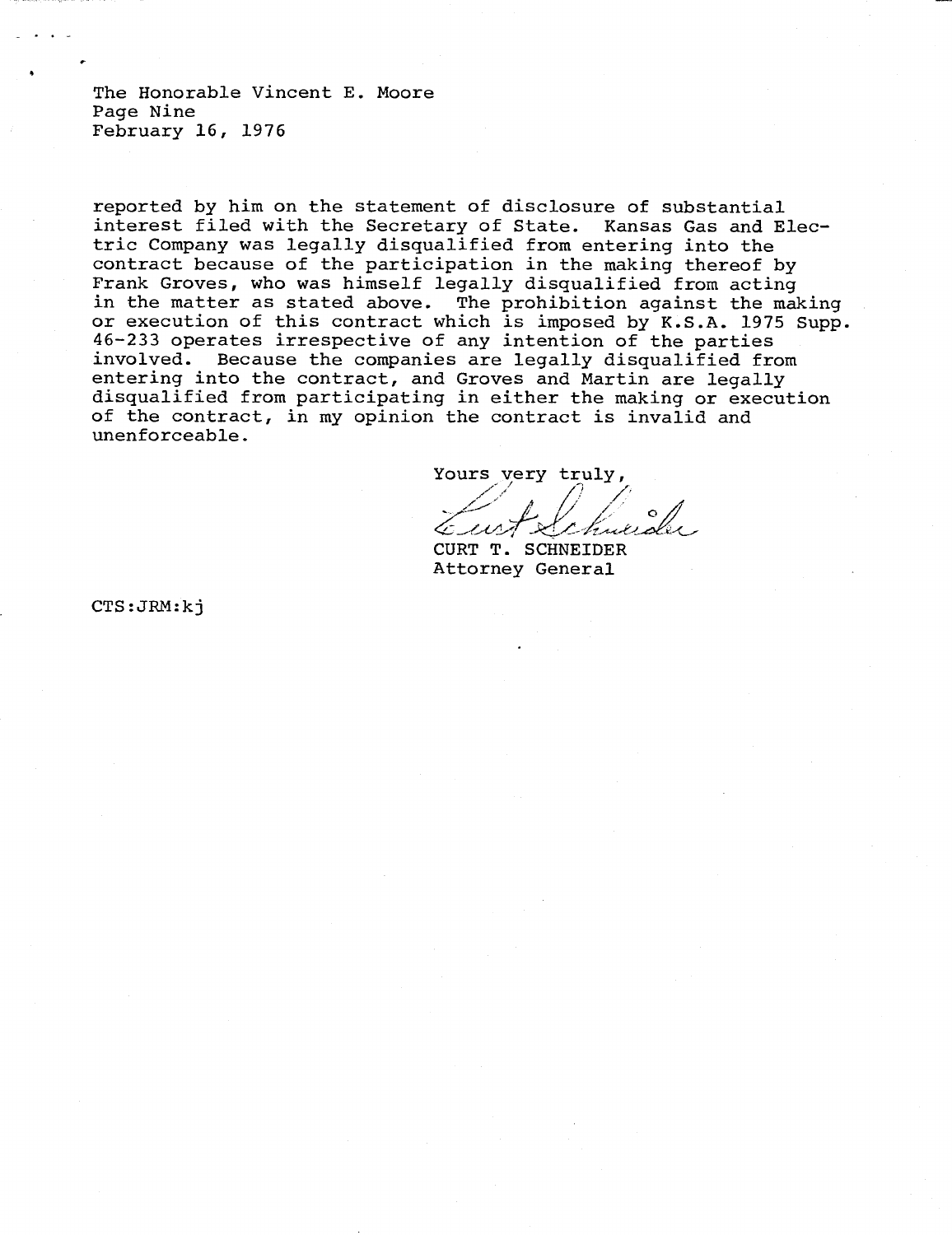reported by him on the statement of disclosure of substantial interest filed with the Secretary of State. Kansas Gas and Electric Company was legally disqualified from entering into the contract because of the participation in the making thereof by Frank Groves, who was himself legally disqualified from acting in the matter as stated above. The prohibition against the making or execution of this contract which is imposed by K.S.A. 1975 Supp. 46-233 operates irrespective of any intention of the parties involved. Because the companies are legally disqualified from entering into the contract, and Groves and Martin are legally disqualified from participating in either the making or execution of the contract, in my opinion the contract is invalid and unenforceable.

Yours very truly,

CURT T. SCHNEIDER
Attorney General

CTS:JRM:kj